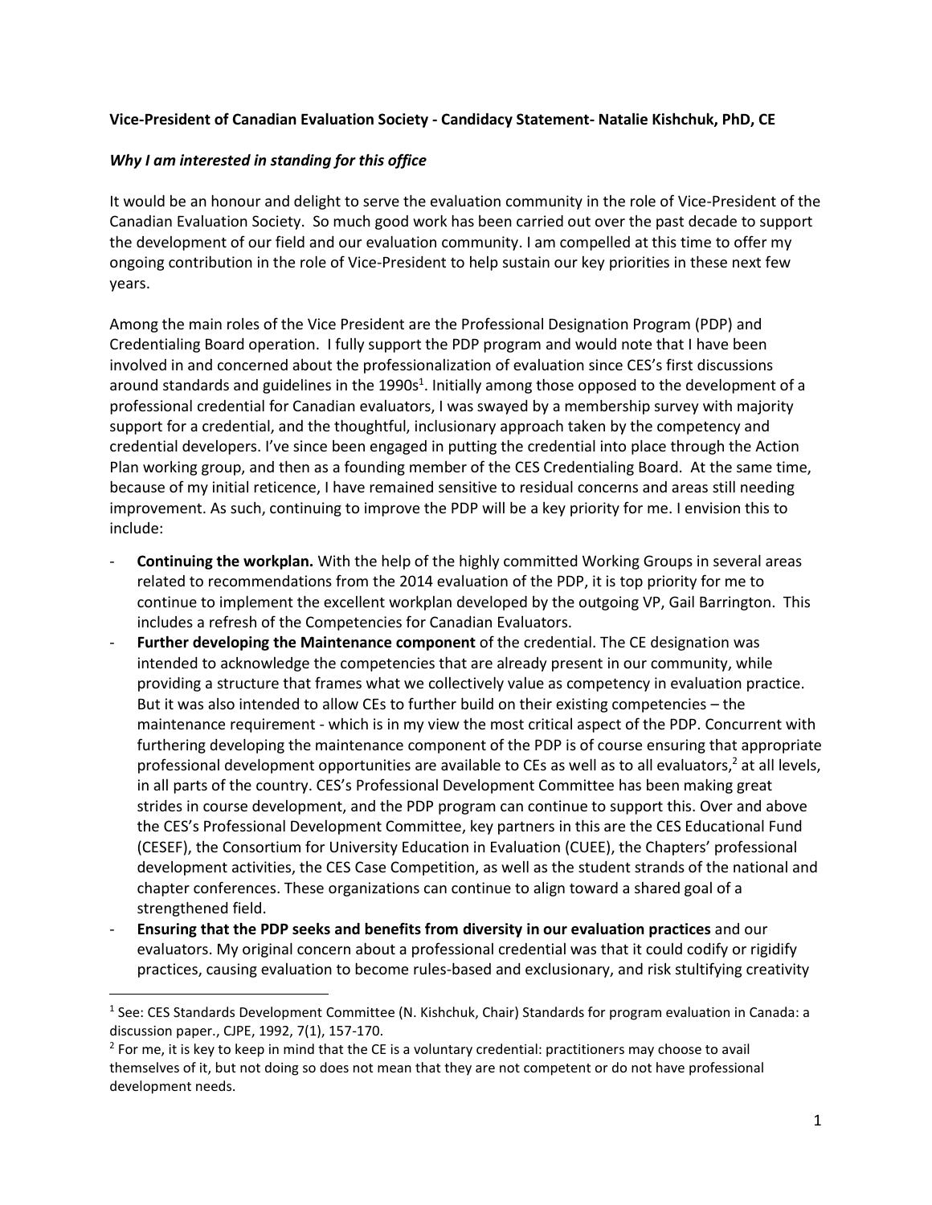**Vice-President of Canadian Evaluation Society - Candidacy Statement- Natalie Kishchuk, PhD, CE**

***Why I am interested in standing for this office***

It would be an honour and delight to serve the evaluation community in the role of Vice-President of the Canadian Evaluation Society. So much good work has been carried out over the past decade to support the development of our field and our evaluation community. I am compelled at this time to offer my ongoing contribution in the role of Vice-President to help sustain our key priorities in these next few years.

Among the main roles of the Vice President are the Professional Designation Program (PDP) and Credentialing Board operation. I fully support the PDP program and would note that I have been involved in and concerned about the professionalization of evaluation since CES's first discussions around standards and guidelines in the 1990s[1]. Initially among those opposed to the development of a professional credential for Canadian evaluators, I was swayed by a membership survey with majority support for a credential, and the thoughtful, inclusionary approach taken by the competency and credential developers. I've since been engaged in putting the credential into place through the Action Plan working group, and then as a founding member of the CES Credentialing Board. At the same time, because of my initial reticence, I have remained sensitive to residual concerns and areas still needing improvement. As such, continuing to improve the PDP will be a key priority for me. I envision this to include:

- **Continuing the workplan.** With the help of the highly committed Working Groups in several areas related to recommendations from the 2014 evaluation of the PDP, it is top priority for me to continue to implement the excellent workplan developed by the outgoing VP, Gail Barrington. This includes a refresh of the Competencies for Canadian Evaluators.
- **Further developing the Maintenance component** of the credential. The CE designation was intended to acknowledge the competencies that are already present in our community, while providing a structure that frames what we collectively value as competency in evaluation practice. But it was also intended to allow CEs to further build on their existing competencies – the maintenance requirement - which is in my view the most critical aspect of the PDP. Concurrent with furthering developing the maintenance component of the PDP is of course ensuring that appropriate professional development opportunities are available to CEs as well as to all evaluators,[2] at all levels, in all parts of the country. CES's Professional Development Committee has been making great strides in course development, and the PDP program can continue to support this. Over and above the CES's Professional Development Committee, key partners in this are the CES Educational Fund (CESEF), the Consortium for University Education in Evaluation (CUEE), the Chapters' professional development activities, the CES Case Competition, as well as the student strands of the national and chapter conferences. These organizations can continue to align toward a shared goal of a strengthened field.
- **Ensuring that the PDP seeks and benefits from diversity in our evaluation practices** and our evaluators. My original concern about a professional credential was that it could codify or rigidify practices, causing evaluation to become rules-based and exclusionary, and risk stultifying creativity

---

[1] See: CES Standards Development Committee (N. Kishchuk, Chair) Standards for program evaluation in Canada: a discussion paper., CJPE, 1992, 7(1), 157-170.

[2] For me, it is key to keep in mind that the CE is a voluntary credential: practitioners may choose to avail themselves of it, but not doing so does not mean that they are not competent or do not have professional development needs.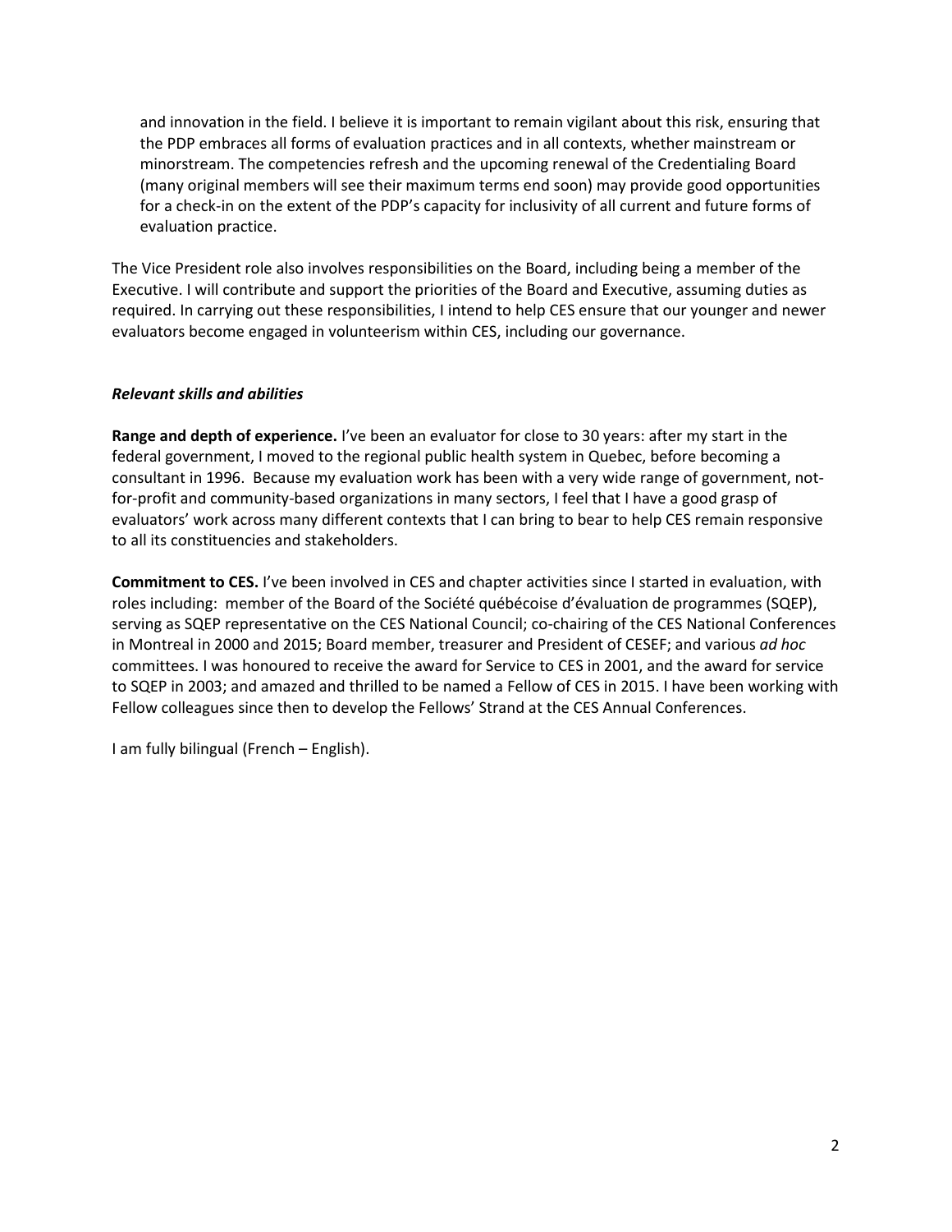and innovation in the field. I believe it is important to remain vigilant about this risk, ensuring that the PDP embraces all forms of evaluation practices and in all contexts, whether mainstream or minorstream. The competencies refresh and the upcoming renewal of the Credentialing Board (many original members will see their maximum terms end soon) may provide good opportunities for a check-in on the extent of the PDP's capacity for inclusivity of all current and future forms of evaluation practice.

The Vice President role also involves responsibilities on the Board, including being a member of the Executive. I will contribute and support the priorities of the Board and Executive, assuming duties as required. In carrying out these responsibilities, I intend to help CES ensure that our younger and newer evaluators become engaged in volunteerism within CES, including our governance.

***Relevant skills and abilities***

**Range and depth of experience.** I've been an evaluator for close to 30 years: after my start in the federal government, I moved to the regional public health system in Quebec, before becoming a consultant in 1996. Because my evaluation work has been with a very wide range of government, not-for-profit and community-based organizations in many sectors, I feel that I have a good grasp of evaluators' work across many different contexts that I can bring to bear to help CES remain responsive to all its constituencies and stakeholders.

**Commitment to CES.** I've been involved in CES and chapter activities since I started in evaluation, with roles including: member of the Board of the Société québécoise d'évaluation de programmes (SQEP), serving as SQEP representative on the CES National Council; co-chairing of the CES National Conferences in Montreal in 2000 and 2015; Board member, treasurer and President of CESEF; and various *ad hoc* committees. I was honoured to receive the award for Service to CES in 2001, and the award for service to SQEP in 2003; and amazed and thrilled to be named a Fellow of CES in 2015. I have been working with Fellow colleagues since then to develop the Fellows' Strand at the CES Annual Conferences.

I am fully bilingual (French – English).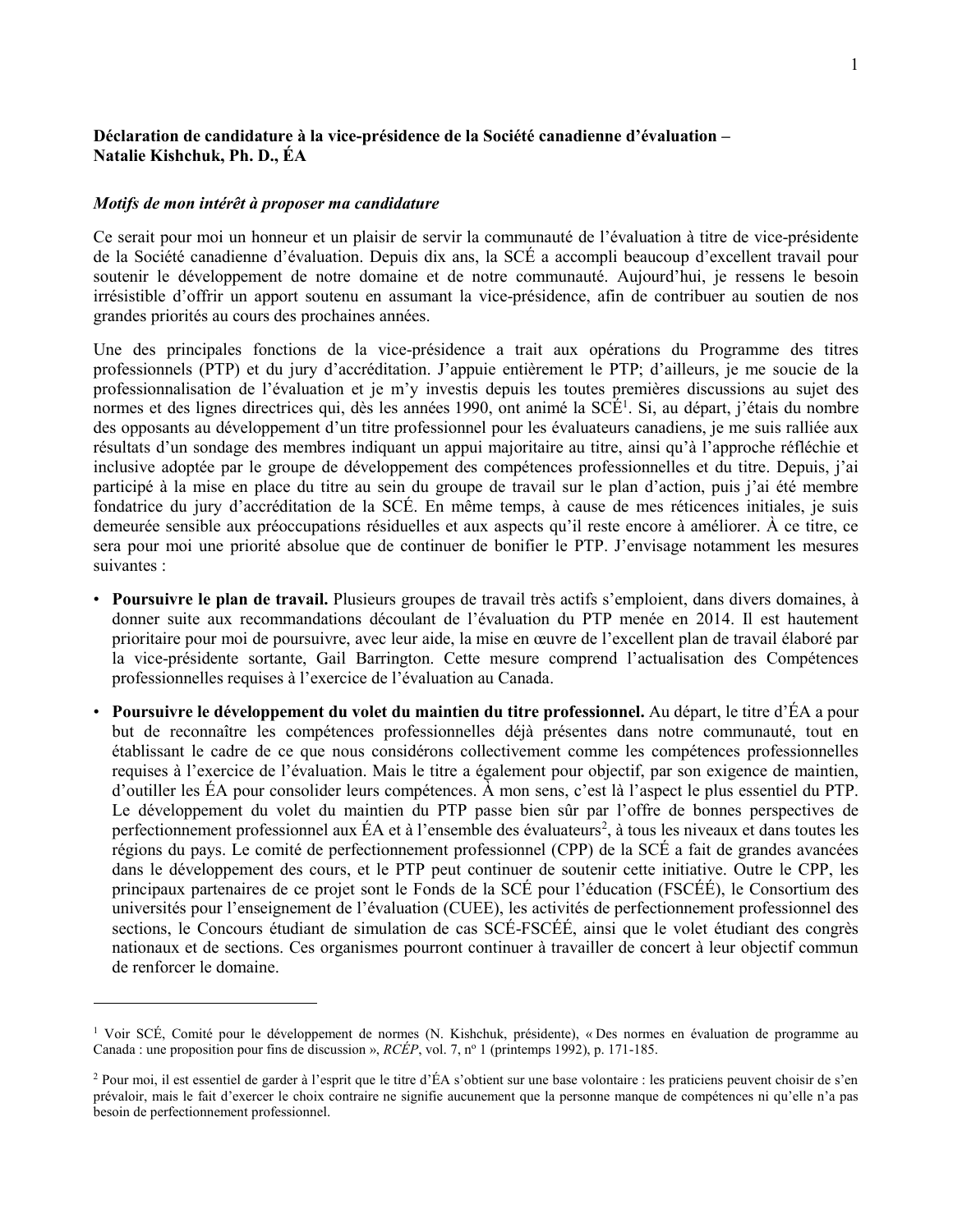**Déclaration de candidature à la vice-présidence de la Société canadienne d'évaluation – Natalie Kishchuk, Ph. D., ÉA**

***Motifs de mon intérêt à proposer ma candidature***

Ce serait pour moi un honneur et un plaisir de servir la communauté de l'évaluation à titre de vice-présidente de la Société canadienne d'évaluation. Depuis dix ans, la SCÉ a accompli beaucoup d'excellent travail pour soutenir le développement de notre domaine et de notre communauté. Aujourd'hui, je ressens le besoin irrésistible d'offrir un apport soutenu en assumant la vice-présidence, afin de contribuer au soutien de nos grandes priorités au cours des prochaines années.

Une des principales fonctions de la vice-présidence a trait aux opérations du Programme des titres professionnels (PTP) et du jury d'accréditation. J'appuie entièrement le PTP; d'ailleurs, je me soucie de la professionnalisation de l'évaluation et je m'y investis depuis les toutes premières discussions au sujet des normes et des lignes directrices qui, dès les années 1990, ont animé la SCÉ[1]. Si, au départ, j'étais du nombre des opposants au développement d'un titre professionnel pour les évaluateurs canadiens, je me suis ralliée aux résultats d'un sondage des membres indiquant un appui majoritaire au titre, ainsi qu'à l'approche réfléchie et inclusive adoptée par le groupe de développement des compétences professionnelles et du titre. Depuis, j'ai participé à la mise en place du titre au sein du groupe de travail sur le plan d'action, puis j'ai été membre fondatrice du jury d'accréditation de la SCÉ. En même temps, à cause de mes réticences initiales, je suis demeurée sensible aux préoccupations résiduelles et aux aspects qu'il reste encore à améliorer. À ce titre, ce sera pour moi une priorité absolue que de continuer de bonifier le PTP. J'envisage notamment les mesures suivantes :

- **Poursuivre le plan de travail.** Plusieurs groupes de travail très actifs s'emploient, dans divers domaines, à donner suite aux recommandations découlant de l'évaluation du PTP menée en 2014. Il est hautement prioritaire pour moi de poursuivre, avec leur aide, la mise en œuvre de l'excellent plan de travail élaboré par la vice-présidente sortante, Gail Barrington. Cette mesure comprend l'actualisation des Compétences professionnelles requises à l'exercice de l'évaluation au Canada.
- **Poursuivre le développement du volet du maintien du titre professionnel.** Au départ, le titre d'ÉA a pour but de reconnaître les compétences professionnelles déjà présentes dans notre communauté, tout en établissant le cadre de ce que nous considérons collectivement comme les compétences professionnelles requises à l'exercice de l'évaluation. Mais le titre a également pour objectif, par son exigence de maintien, d'outiller les ÉA pour consolider leurs compétences. À mon sens, c'est là l'aspect le plus essentiel du PTP. Le développement du volet du maintien du PTP passe bien sûr par l'offre de bonnes perspectives de perfectionnement professionnel aux ÉA et à l'ensemble des évaluateurs[2], à tous les niveaux et dans toutes les régions du pays. Le comité de perfectionnement professionnel (CPP) de la SCÉ a fait de grandes avancées dans le développement des cours, et le PTP peut continuer de soutenir cette initiative. Outre le CPP, les principaux partenaires de ce projet sont le Fonds de la SCÉ pour l'éducation (FSCÉÉ), le Consortium des universités pour l'enseignement de l'évaluation (CUEE), les activités de perfectionnement professionnel des sections, le Concours étudiant de simulation de cas SCÉ-FSCÉÉ, ainsi que le volet étudiant des congrès nationaux et de sections. Ces organismes pourront continuer à travailler de concert à leur objectif commun de renforcer le domaine.

---

[1] Voir SCÉ, Comité pour le développement de normes (N. Kishchuk, présidente), « Des normes en évaluation de programme au Canada : une proposition pour fins de discussion », *RCÉP*, vol. 7, nº 1 (printemps 1992), p. 171-185.

[2] Pour moi, il est essentiel de garder à l'esprit que le titre d'ÉA s'obtient sur une base volontaire : les praticiens peuvent choisir de s'en prévaloir, mais le fait d'exercer le choix contraire ne signifie aucunement que la personne manque de compétences ni qu'elle n'a pas besoin de perfectionnement professionnel.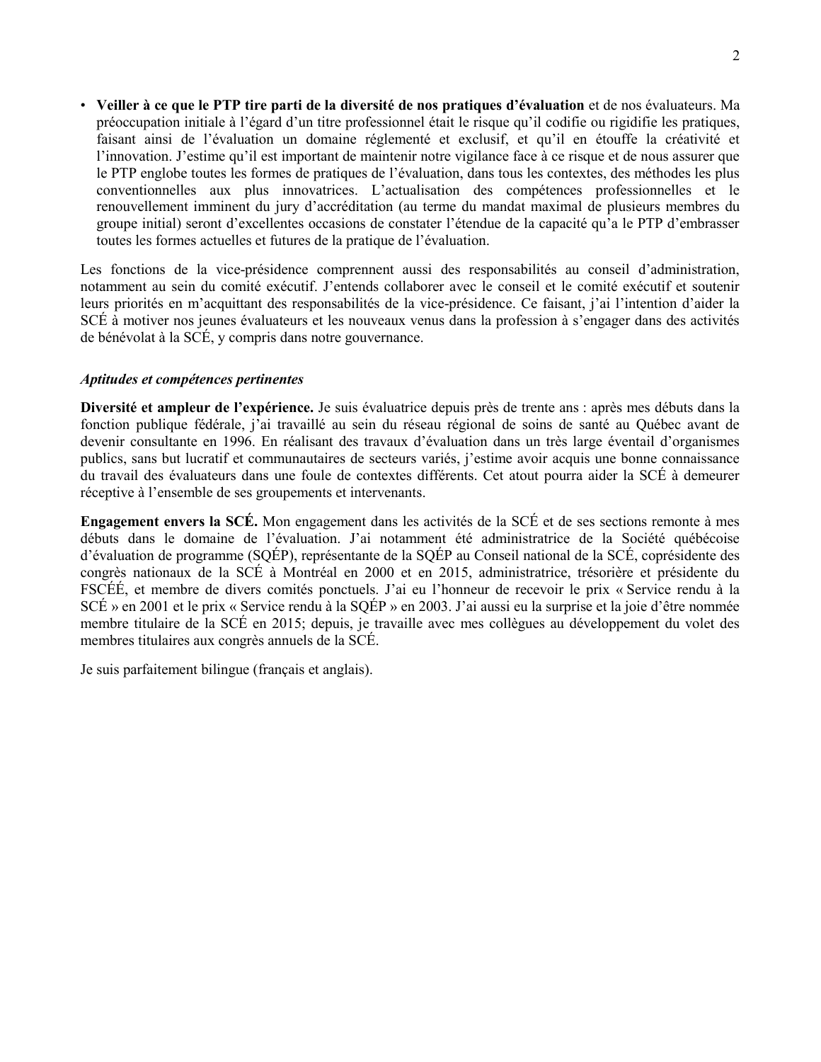- **Veiller à ce que le PTP tire parti de la diversité de nos pratiques d'évaluation** et de nos évaluateurs. Ma préoccupation initiale à l'égard d'un titre professionnel était le risque qu'il codifie ou rigidifie les pratiques, faisant ainsi de l'évaluation un domaine réglementé et exclusif, et qu'il en étouffe la créativité et l'innovation. J'estime qu'il est important de maintenir notre vigilance face à ce risque et de nous assurer que le PTP englobe toutes les formes de pratiques de l'évaluation, dans tous les contextes, des méthodes les plus conventionnelles aux plus innovatrices. L'actualisation des compétences professionnelles et le renouvellement imminent du jury d'accréditation (au terme du mandat maximal de plusieurs membres du groupe initial) seront d'excellentes occasions de constater l'étendue de la capacité qu'a le PTP d'embrasser toutes les formes actuelles et futures de la pratique de l'évaluation.

Les fonctions de la vice-présidence comprennent aussi des responsabilités au conseil d'administration, notamment au sein du comité exécutif. J'entends collaborer avec le conseil et le comité exécutif et soutenir leurs priorités en m'acquittant des responsabilités de la vice-présidence. Ce faisant, j'ai l'intention d'aider la SCÉ à motiver nos jeunes évaluateurs et les nouveaux venus dans la profession à s'engager dans des activités de bénévolat à la SCÉ, y compris dans notre gouvernance.

***Aptitudes et compétences pertinentes***

**Diversité et ampleur de l'expérience.** Je suis évaluatrice depuis près de trente ans : après mes débuts dans la fonction publique fédérale, j'ai travaillé au sein du réseau régional de soins de santé au Québec avant de devenir consultante en 1996. En réalisant des travaux d'évaluation dans un très large éventail d'organismes publics, sans but lucratif et communautaires de secteurs variés, j'estime avoir acquis une bonne connaissance du travail des évaluateurs dans une foule de contextes différents. Cet atout pourra aider la SCÉ à demeurer réceptive à l'ensemble de ses groupements et intervenants.

**Engagement envers la SCÉ.** Mon engagement dans les activités de la SCÉ et de ses sections remonte à mes débuts dans le domaine de l'évaluation. J'ai notamment été administratrice de la Société québécoise d'évaluation de programme (SQÉP), représentante de la SQÉP au Conseil national de la SCÉ, coprésidente des congrès nationaux de la SCÉ à Montréal en 2000 et en 2015, administratrice, trésorière et présidente du FSCÉÉ, et membre de divers comités ponctuels. J'ai eu l'honneur de recevoir le prix « Service rendu à la SCÉ » en 2001 et le prix « Service rendu à la SQÉP » en 2003. J'ai aussi eu la surprise et la joie d'être nommée membre titulaire de la SCÉ en 2015; depuis, je travaille avec mes collègues au développement du volet des membres titulaires aux congrès annuels de la SCÉ.

Je suis parfaitement bilingue (français et anglais).